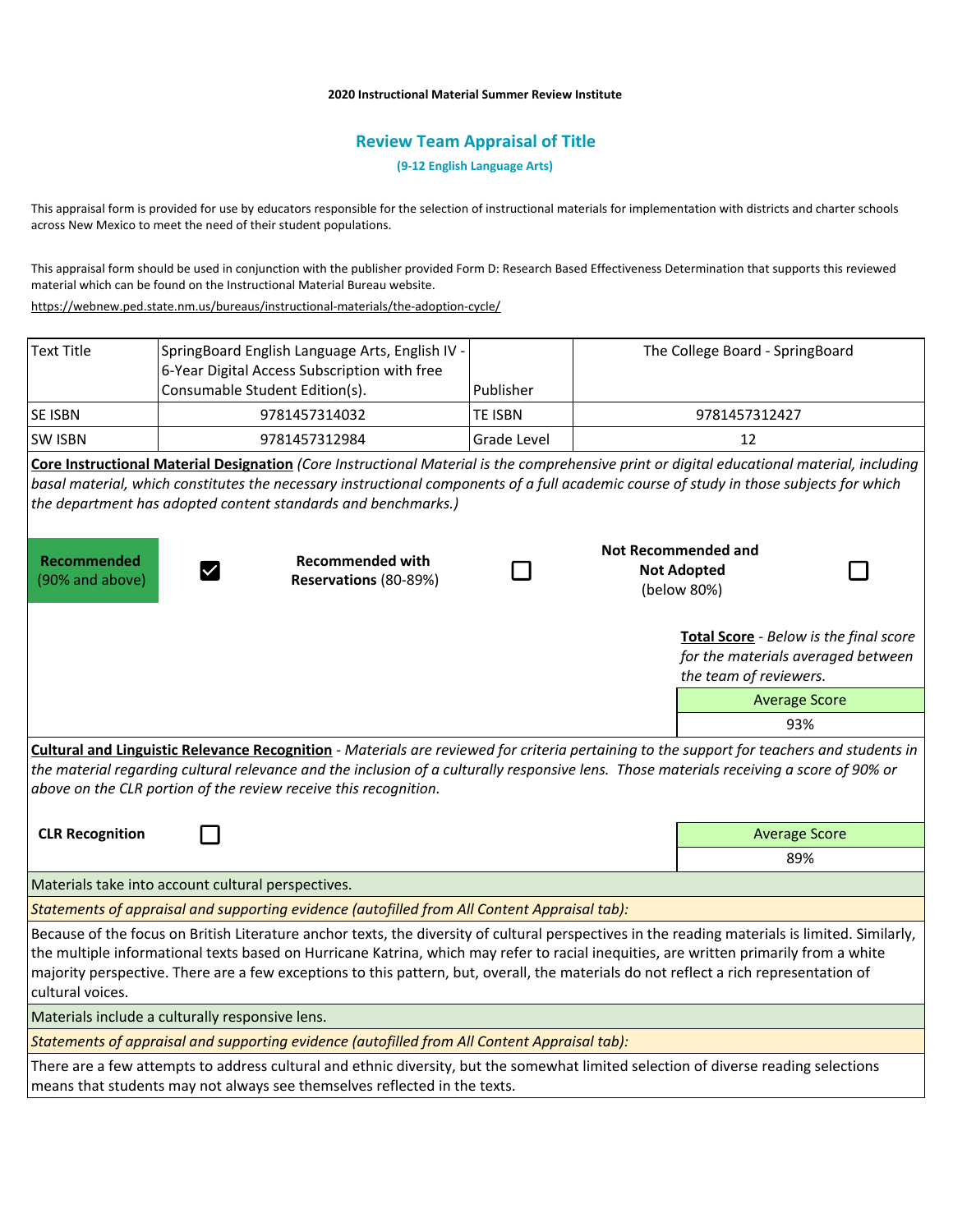**2020 Instructional Material Summer Review Institute**

## Review Team Appraisal of Title

**(9-12 English Language Arts)**

This appraisal form is provided for use by educators responsible for the selection of instructional materials for implementation with districts and charter schools across New Mexico to meet the need of their student populations.

This appraisal form should be used in conjunction with the publisher provided Form D: Research Based Effectiveness Determination that supports this reviewed material which can be found on the Instructional Material Bureau website.

https://webnew.ped.state.nm.us/bureaus/instructional-materials/the-adoption-cycle/

| Text Title | SpringBoard English Language Arts, English IV - 6-Year Digital Access Subscription with free Consumable Student Edition(s). | Publisher | The College Board - SpringBoard |
|---|---|---|---|
| SE ISBN | 9781457314032 | TE ISBN | 9781457312427 |
| SW ISBN | 9781457312984 | Grade Level | 12 |

**Core Instructional Material Designation** *(Core Instructional Material is the comprehensive print or digital educational material, including basal material, which constitutes the necessary instructional components of a full academic course of study in those subjects for which the department has adopted content standards and benchmarks.)*

| **Recommended** (90% and above) | ☑ | **Recommended with Reservations** (80-89%) | ☐ | **Not Recommended and Not Adopted** (below 80%) | ☐ |
|---|---|---|---|---|---|

**Total Score** - *Below is the final score for the materials averaged between the team of reviewers.*

| Average Score |
|---|
| 93% |

**Cultural and Linguistic Relevance Recognition** - *Materials are reviewed for criteria pertaining to the support for teachers and students in the material regarding cultural relevance and the inclusion of a culturally responsive lens. Those materials receiving a score of 90% or above on the CLR portion of the review receive this recognition.*

**CLR Recognition** ☐

| Average Score |
|---|
| 89% |

Materials take into account cultural perspectives.

*Statements of appraisal and supporting evidence (autofilled from All Content Appraisal tab):*

Because of the focus on British Literature anchor texts, the diversity of cultural perspectives in the reading materials is limited. Similarly, the multiple informational texts based on Hurricane Katrina, which may refer to racial inequities, are written primarily from a white majority perspective. There are a few exceptions to this pattern, but, overall, the materials do not reflect a rich representation of cultural voices.

Materials include a culturally responsive lens.

*Statements of appraisal and supporting evidence (autofilled from All Content Appraisal tab):*

There are a few attempts to address cultural and ethnic diversity, but the somewhat limited selection of diverse reading selections means that students may not always see themselves reflected in the texts.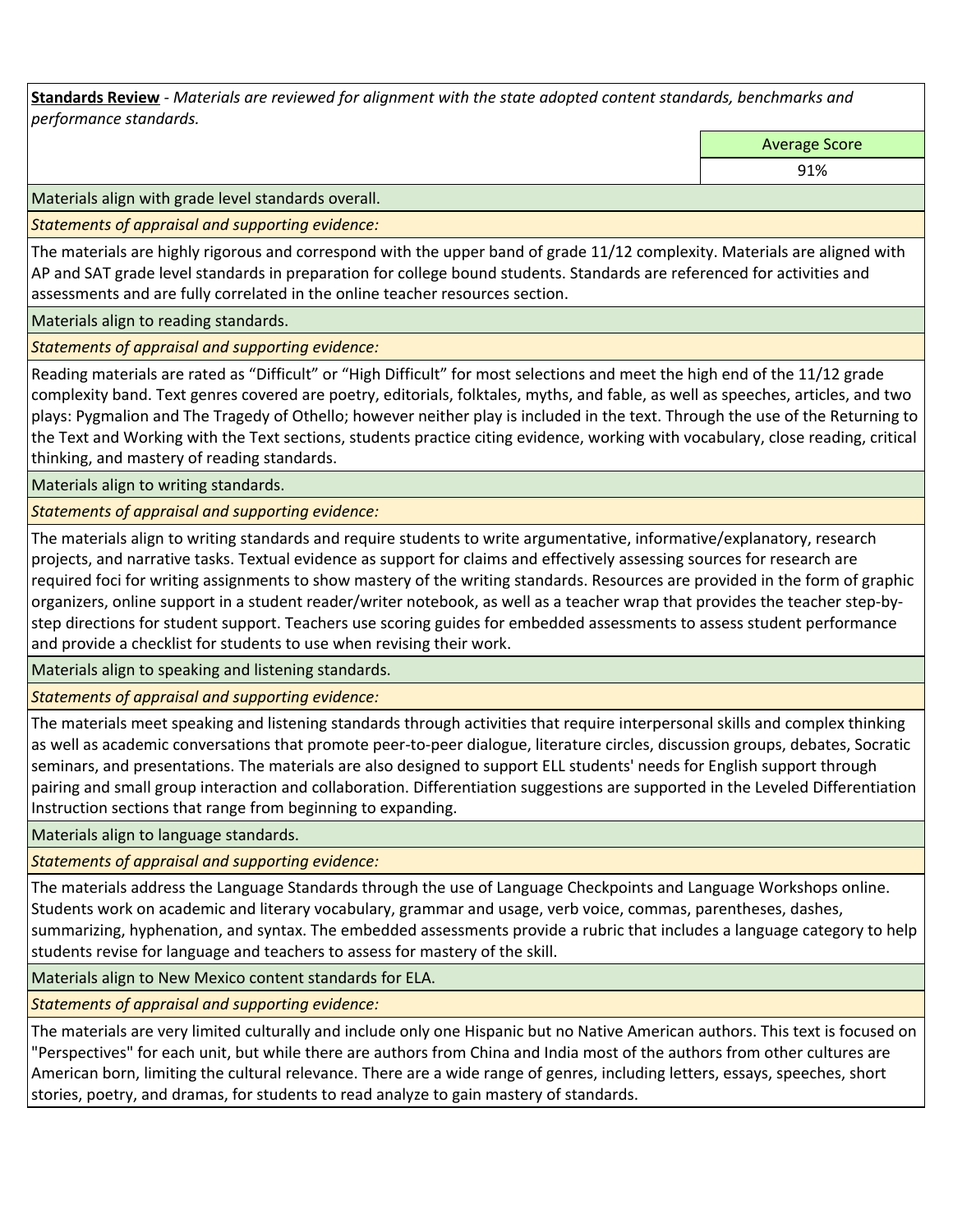**Standards Review** - *Materials are reviewed for alignment with the state adopted content standards, benchmarks and performance standards.*

| Average Score |
| --- |
| 91% |

Materials align with grade level standards overall.

*Statements of appraisal and supporting evidence:*

The materials are highly rigorous and correspond with the upper band of grade 11/12 complexity. Materials are aligned with AP and SAT grade level standards in preparation for college bound students. Standards are referenced for activities and assessments and are fully correlated in the online teacher resources section.

Materials align to reading standards.

*Statements of appraisal and supporting evidence:*

Reading materials are rated as "Difficult" or "High Difficult" for most selections and meet the high end of the 11/12 grade complexity band. Text genres covered are poetry, editorials, folktales, myths, and fable, as well as speeches, articles, and two plays: Pygmalion and The Tragedy of Othello; however neither play is included in the text. Through the use of the Returning to the Text and Working with the Text sections, students practice citing evidence, working with vocabulary, close reading, critical thinking, and mastery of reading standards.

Materials align to writing standards.

*Statements of appraisal and supporting evidence:*

The materials align to writing standards and require students to write argumentative, informative/explanatory, research projects, and narrative tasks. Textual evidence as support for claims and effectively assessing sources for research are required foci for writing assignments to show mastery of the writing standards. Resources are provided in the form of graphic organizers, online support in a student reader/writer notebook, as well as a teacher wrap that provides the teacher step-by-step directions for student support. Teachers use scoring guides for embedded assessments to assess student performance and provide a checklist for students to use when revising their work.

Materials align to speaking and listening standards.

*Statements of appraisal and supporting evidence:*

The materials meet speaking and listening standards through activities that require interpersonal skills and complex thinking as well as academic conversations that promote peer-to-peer dialogue, literature circles, discussion groups, debates, Socratic seminars, and presentations. The materials are also designed to support ELL students' needs for English support through pairing and small group interaction and collaboration. Differentiation suggestions are supported in the Leveled Differentiation Instruction sections that range from beginning to expanding.

Materials align to language standards.

*Statements of appraisal and supporting evidence:*

The materials address the Language Standards through the use of Language Checkpoints and Language Workshops online. Students work on academic and literary vocabulary, grammar and usage, verb voice, commas, parentheses, dashes, summarizing, hyphenation, and syntax. The embedded assessments provide a rubric that includes a language category to help students revise for language and teachers to assess for mastery of the skill.

Materials align to New Mexico content standards for ELA.

*Statements of appraisal and supporting evidence:*

The materials are very limited culturally and include only one Hispanic but no Native American authors. This text is focused on "Perspectives" for each unit, but while there are authors from China and India most of the authors from other cultures are American born, limiting the cultural relevance. There are a wide range of genres, including letters, essays, speeches, short stories, poetry, and dramas, for students to read analyze to gain mastery of standards.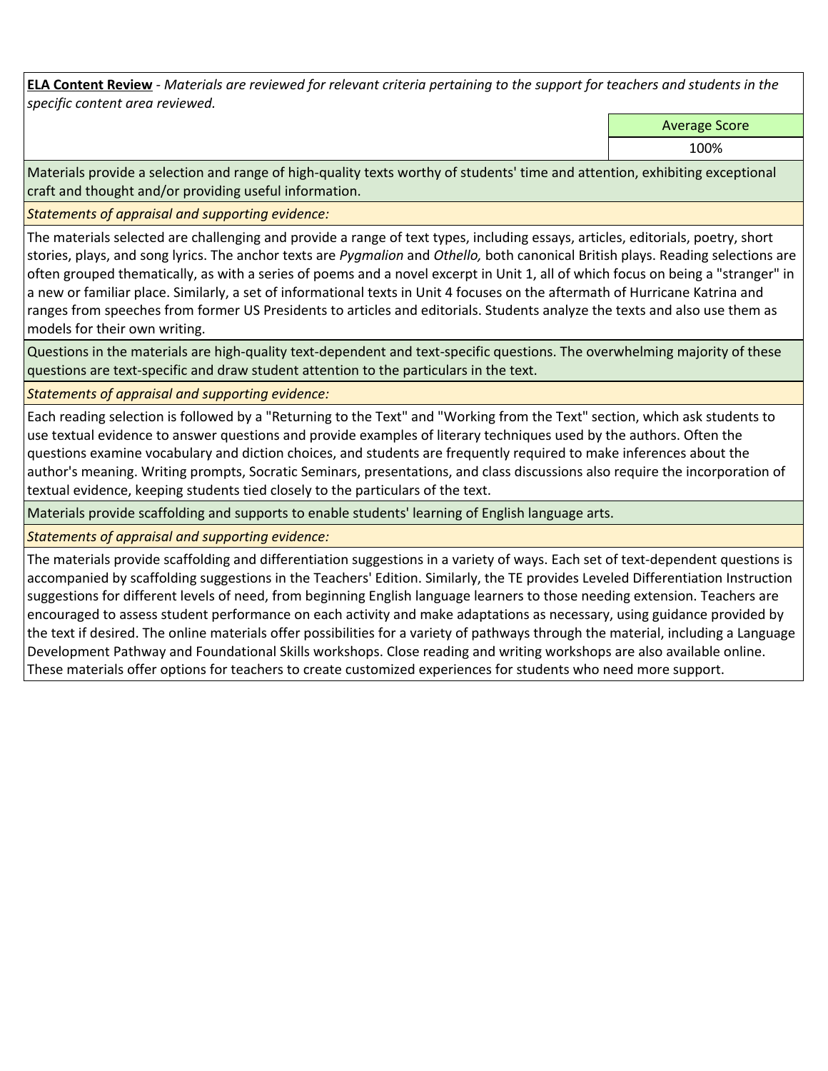**ELA Content Review** - *Materials are reviewed for relevant criteria pertaining to the support for teachers and students in the specific content area reviewed.*

| Average Score |
| --- |
| 100% |

Materials provide a selection and range of high-quality texts worthy of students' time and attention, exhibiting exceptional craft and thought and/or providing useful information.

*Statements of appraisal and supporting evidence:*

The materials selected are challenging and provide a range of text types, including essays, articles, editorials, poetry, short stories, plays, and song lyrics. The anchor texts are *Pygmalion* and *Othello,* both canonical British plays. Reading selections are often grouped thematically, as with a series of poems and a novel excerpt in Unit 1, all of which focus on being a "stranger" in a new or familiar place. Similarly, a set of informational texts in Unit 4 focuses on the aftermath of Hurricane Katrina and ranges from speeches from former US Presidents to articles and editorials. Students analyze the texts and also use them as models for their own writing.

Questions in the materials are high-quality text-dependent and text-specific questions. The overwhelming majority of these questions are text-specific and draw student attention to the particulars in the text.

*Statements of appraisal and supporting evidence:*

Each reading selection is followed by a "Returning to the Text" and "Working from the Text" section, which ask students to use textual evidence to answer questions and provide examples of literary techniques used by the authors. Often the questions examine vocabulary and diction choices, and students are frequently required to make inferences about the author's meaning. Writing prompts, Socratic Seminars, presentations, and class discussions also require the incorporation of textual evidence, keeping students tied closely to the particulars of the text.

Materials provide scaffolding and supports to enable students' learning of English language arts.

*Statements of appraisal and supporting evidence:*

The materials provide scaffolding and differentiation suggestions in a variety of ways. Each set of text-dependent questions is accompanied by scaffolding suggestions in the Teachers' Edition. Similarly, the TE provides Leveled Differentiation Instruction suggestions for different levels of need, from beginning English language learners to those needing extension. Teachers are encouraged to assess student performance on each activity and make adaptations as necessary, using guidance provided by the text if desired. The online materials offer possibilities for a variety of pathways through the material, including a Language Development Pathway and Foundational Skills workshops. Close reading and writing workshops are also available online. These materials offer options for teachers to create customized experiences for students who need more support.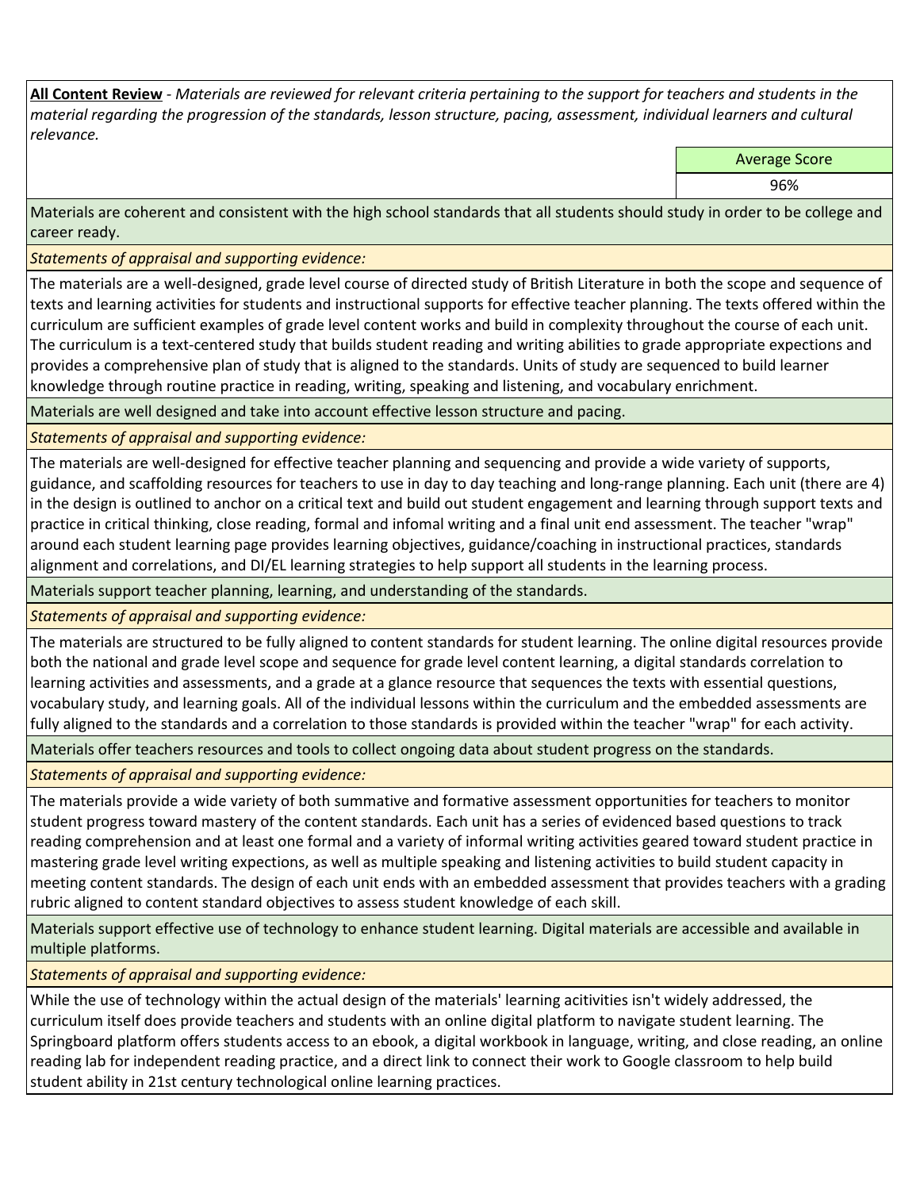**All Content Review** - *Materials are reviewed for relevant criteria pertaining to the support for teachers and students in the material regarding the progression of the standards, lesson structure, pacing, assessment, individual learners and cultural relevance.*

| | Average Score |
|---|---|
| | 96% |

Materials are coherent and consistent with the high school standards that all students should study in order to be college and career ready.

*Statements of appraisal and supporting evidence:*

The materials are a well-designed, grade level course of directed study of British Literature in both the scope and sequence of texts and learning activities for students and instructional supports for effective teacher planning. The texts offered within the curriculum are sufficient examples of grade level content works and build in complexity throughout the course of each unit. The curriculum is a text-centered study that builds student reading and writing abilities to grade appropriate expections and provides a comprehensive plan of study that is aligned to the standards. Units of study are sequenced to build learner knowledge through routine practice in reading, writing, speaking and listening, and vocabulary enrichment.

Materials are well designed and take into account effective lesson structure and pacing.

*Statements of appraisal and supporting evidence:*

The materials are well-designed for effective teacher planning and sequencing and provide a wide variety of supports, guidance, and scaffolding resources for teachers to use in day to day teaching and long-range planning. Each unit (there are 4) in the design is outlined to anchor on a critical text and build out student engagement and learning through support texts and practice in critical thinking, close reading, formal and infomal writing and a final unit end assessment. The teacher "wrap" around each student learning page provides learning objectives, guidance/coaching in instructional practices, standards alignment and correlations, and DI/EL learning strategies to help support all students in the learning process.

Materials support teacher planning, learning, and understanding of the standards.

*Statements of appraisal and supporting evidence:*

The materials are structured to be fully aligned to content standards for student learning. The online digital resources provide both the national and grade level scope and sequence for grade level content learning, a digital standards correlation to learning activities and assessments, and a grade at a glance resource that sequences the texts with essential questions, vocabulary study, and learning goals. All of the individual lessons within the curriculum and the embedded assessments are fully aligned to the standards and a correlation to those standards is provided within the teacher "wrap" for each activity.

Materials offer teachers resources and tools to collect ongoing data about student progress on the standards.

*Statements of appraisal and supporting evidence:*

The materials provide a wide variety of both summative and formative assessment opportunities for teachers to monitor student progress toward mastery of the content standards. Each unit has a series of evidenced based questions to track reading comprehension and at least one formal and a variety of informal writing activities geared toward student practice in mastering grade level writing expections, as well as multiple speaking and listening activities to build student capacity in meeting content standards. The design of each unit ends with an embedded assessment that provides teachers with a grading rubric aligned to content standard objectives to assess student knowledge of each skill.

Materials support effective use of technology to enhance student learning. Digital materials are accessible and available in multiple platforms.

*Statements of appraisal and supporting evidence:*

While the use of technology within the actual design of the materials' learning acitivities isn't widely addressed, the curriculum itself does provide teachers and students with an online digital platform to navigate student learning. The Springboard platform offers students access to an ebook, a digital workbook in language, writing, and close reading, an online reading lab for independent reading practice, and a direct link to connect their work to Google classroom to help build student ability in 21st century technological online learning practices.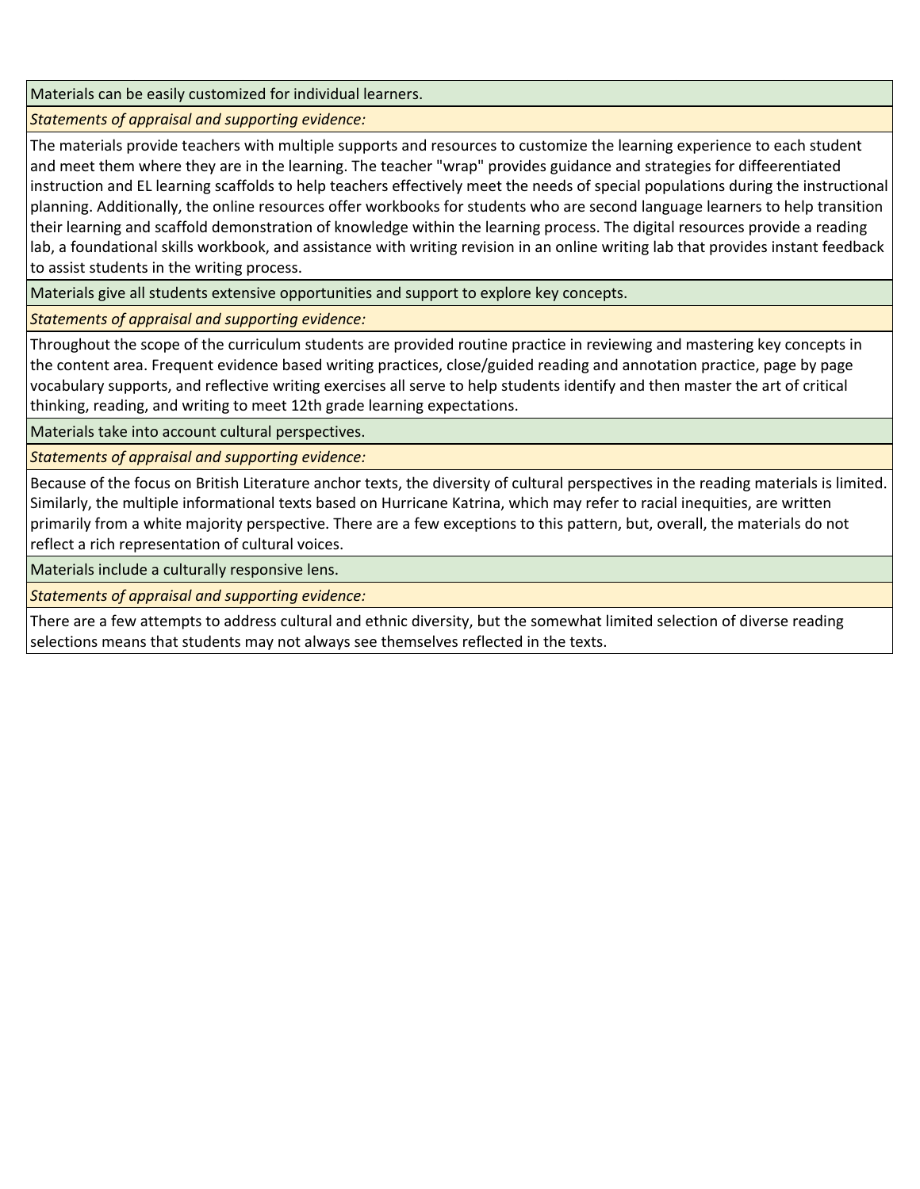Materials can be easily customized for individual learners.

*Statements of appraisal and supporting evidence:*

The materials provide teachers with multiple supports and resources to customize the learning experience to each student and meet them where they are in the learning. The teacher "wrap" provides guidance and strategies for diffeerentiated instruction and EL learning scaffolds to help teachers effectively meet the needs of special populations during the instructional planning. Additionally, the online resources offer workbooks for students who are second language learners to help transition their learning and scaffold demonstration of knowledge within the learning process. The digital resources provide a reading lab, a foundational skills workbook, and assistance with writing revision in an online writing lab that provides instant feedback to assist students in the writing process.

Materials give all students extensive opportunities and support to explore key concepts.

*Statements of appraisal and supporting evidence:*

Throughout the scope of the curriculum students are provided routine practice in reviewing and mastering key concepts in the content area. Frequent evidence based writing practices, close/guided reading and annotation practice, page by page vocabulary supports, and reflective writing exercises all serve to help students identify and then master the art of critical thinking, reading, and writing to meet 12th grade learning expectations.

Materials take into account cultural perspectives.

*Statements of appraisal and supporting evidence:*

Because of the focus on British Literature anchor texts, the diversity of cultural perspectives in the reading materials is limited. Similarly, the multiple informational texts based on Hurricane Katrina, which may refer to racial inequities, are written primarily from a white majority perspective. There are a few exceptions to this pattern, but, overall, the materials do not reflect a rich representation of cultural voices.

Materials include a culturally responsive lens.

*Statements of appraisal and supporting evidence:*

There are a few attempts to address cultural and ethnic diversity, but the somewhat limited selection of diverse reading selections means that students may not always see themselves reflected in the texts.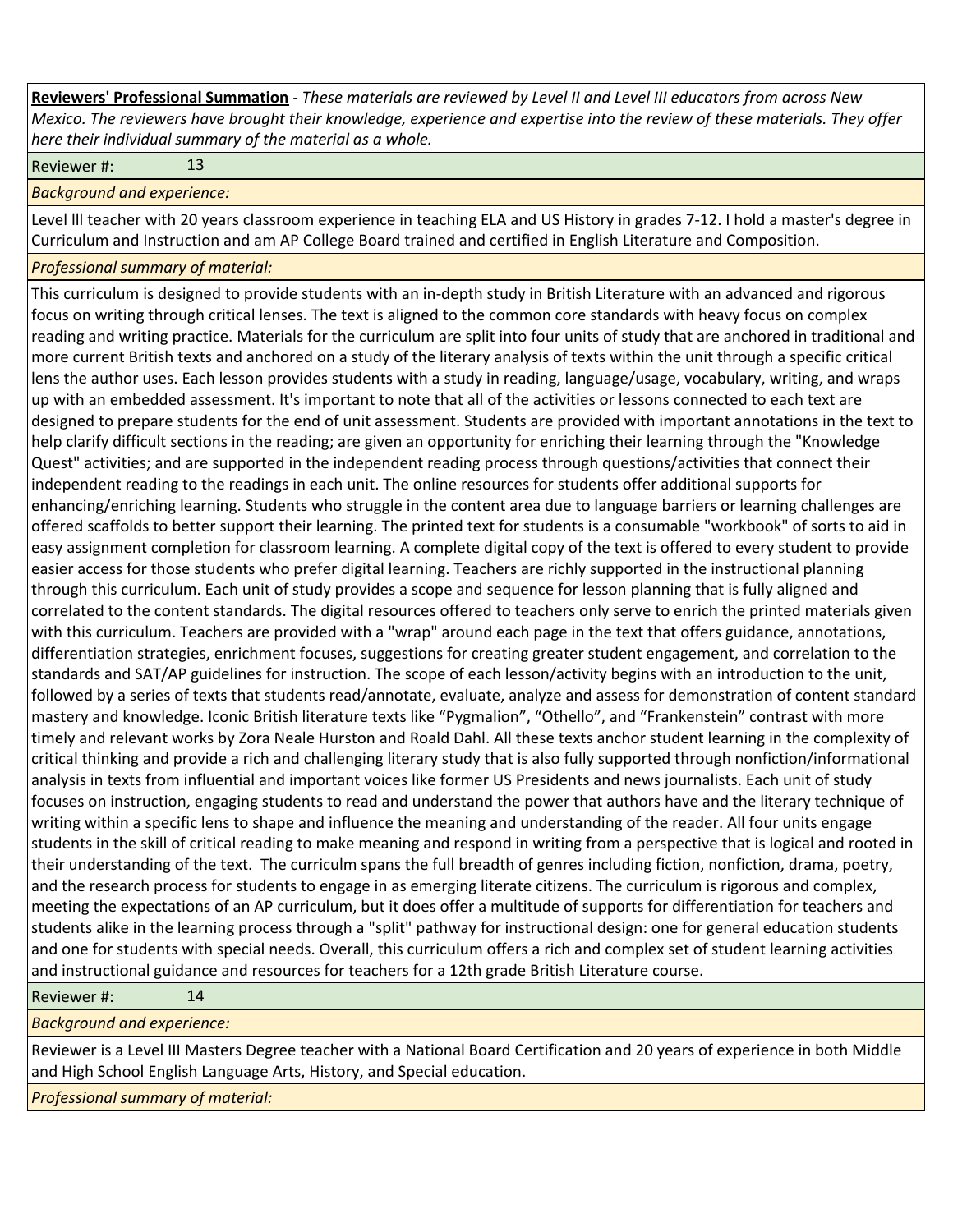**Reviewers' Professional Summation** - *These materials are reviewed by Level II and Level III educators from across New Mexico. The reviewers have brought their knowledge, experience and expertise into the review of these materials. They offer here their individual summary of the material as a whole.*

Reviewer #: 13

*Background and experience:*

Level lll teacher with 20 years classroom experience in teaching ELA and US History in grades 7-12. I hold a master's degree in Curriculum and Instruction and am AP College Board trained and certified in English Literature and Composition.

*Professional summary of material:*

This curriculum is designed to provide students with an in-depth study in British Literature with an advanced and rigorous focus on writing through critical lenses. The text is aligned to the common core standards with heavy focus on complex reading and writing practice. Materials for the curriculum are split into four units of study that are anchored in traditional and more current British texts and anchored on a study of the literary analysis of texts within the unit through a specific critical lens the author uses. Each lesson provides students with a study in reading, language/usage, vocabulary, writing, and wraps up with an embedded assessment. It's important to note that all of the activities or lessons connected to each text are designed to prepare students for the end of unit assessment. Students are provided with important annotations in the text to help clarify difficult sections in the reading; are given an opportunity for enriching their learning through the "Knowledge Quest" activities; and are supported in the independent reading process through questions/activities that connect their independent reading to the readings in each unit. The online resources for students offer additional supports for enhancing/enriching learning. Students who struggle in the content area due to language barriers or learning challenges are offered scaffolds to better support their learning. The printed text for students is a consumable "workbook" of sorts to aid in easy assignment completion for classroom learning. A complete digital copy of the text is offered to every student to provide easier access for those students who prefer digital learning. Teachers are richly supported in the instructional planning through this curriculum. Each unit of study provides a scope and sequence for lesson planning that is fully aligned and correlated to the content standards. The digital resources offered to teachers only serve to enrich the printed materials given with this curriculum. Teachers are provided with a "wrap" around each page in the text that offers guidance, annotations, differentiation strategies, enrichment focuses, suggestions for creating greater student engagement, and correlation to the standards and SAT/AP guidelines for instruction. The scope of each lesson/activity begins with an introduction to the unit, followed by a series of texts that students read/annotate, evaluate, analyze and assess for demonstration of content standard mastery and knowledge. Iconic British literature texts like "Pygmalion", "Othello", and "Frankenstein" contrast with more timely and relevant works by Zora Neale Hurston and Roald Dahl. All these texts anchor student learning in the complexity of critical thinking and provide a rich and challenging literary study that is also fully supported through nonfiction/informational analysis in texts from influential and important voices like former US Presidents and news journalists. Each unit of study focuses on instruction, engaging students to read and understand the power that authors have and the literary technique of writing within a specific lens to shape and influence the meaning and understanding of the reader. All four units engage students in the skill of critical reading to make meaning and respond in writing from a perspective that is logical and rooted in their understanding of the text. The curriculm spans the full breadth of genres including fiction, nonfiction, drama, poetry, and the research process for students to engage in as emerging literate citizens. The curriculum is rigorous and complex, meeting the expectations of an AP curriculum, but it does offer a multitude of supports for differentiation for teachers and students alike in the learning process through a "split" pathway for instructional design: one for general education students and one for students with special needs. Overall, this curriculum offers a rich and complex set of student learning activities and instructional guidance and resources for teachers for a 12th grade British Literature course.

Reviewer #: 14

*Background and experience:*

Reviewer is a Level III Masters Degree teacher with a National Board Certification and 20 years of experience in both Middle and High School English Language Arts, History, and Special education.

*Professional summary of material:*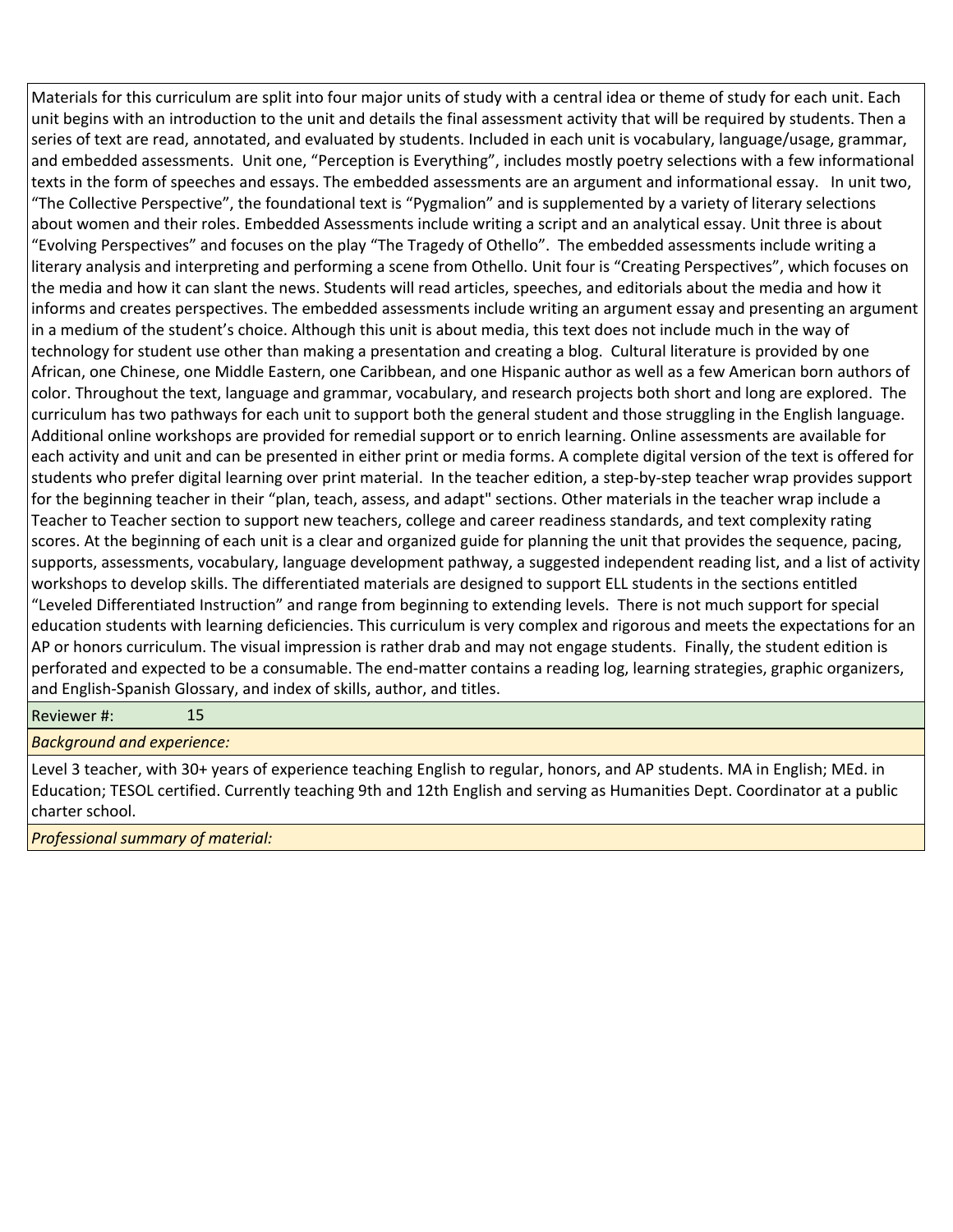Materials for this curriculum are split into four major units of study with a central idea or theme of study for each unit. Each unit begins with an introduction to the unit and details the final assessment activity that will be required by students. Then a series of text are read, annotated, and evaluated by students. Included in each unit is vocabulary, language/usage, grammar, and embedded assessments. Unit one, "Perception is Everything", includes mostly poetry selections with a few informational texts in the form of speeches and essays. The embedded assessments are an argument and informational essay. In unit two, "The Collective Perspective", the foundational text is "Pygmalion" and is supplemented by a variety of literary selections about women and their roles. Embedded Assessments include writing a script and an analytical essay. Unit three is about "Evolving Perspectives" and focuses on the play "The Tragedy of Othello". The embedded assessments include writing a literary analysis and interpreting and performing a scene from Othello. Unit four is "Creating Perspectives", which focuses on the media and how it can slant the news. Students will read articles, speeches, and editorials about the media and how it informs and creates perspectives. The embedded assessments include writing an argument essay and presenting an argument in a medium of the student's choice. Although this unit is about media, this text does not include much in the way of technology for student use other than making a presentation and creating a blog. Cultural literature is provided by one African, one Chinese, one Middle Eastern, one Caribbean, and one Hispanic author as well as a few American born authors of color. Throughout the text, language and grammar, vocabulary, and research projects both short and long are explored. The curriculum has two pathways for each unit to support both the general student and those struggling in the English language. Additional online workshops are provided for remedial support or to enrich learning. Online assessments are available for each activity and unit and can be presented in either print or media forms. A complete digital version of the text is offered for students who prefer digital learning over print material. In the teacher edition, a step-by-step teacher wrap provides support for the beginning teacher in their "plan, teach, assess, and adapt" sections. Other materials in the teacher wrap include a Teacher to Teacher section to support new teachers, college and career readiness standards, and text complexity rating scores. At the beginning of each unit is a clear and organized guide for planning the unit that provides the sequence, pacing, supports, assessments, vocabulary, language development pathway, a suggested independent reading list, and a list of activity workshops to develop skills. The differentiated materials are designed to support ELL students in the sections entitled "Leveled Differentiated Instruction" and range from beginning to extending levels. There is not much support for special education students with learning deficiencies. This curriculum is very complex and rigorous and meets the expectations for an AP or honors curriculum. The visual impression is rather drab and may not engage students. Finally, the student edition is perforated and expected to be a consumable. The end-matter contains a reading log, learning strategies, graphic organizers, and English-Spanish Glossary, and index of skills, author, and titles.

Reviewer #: 15

*Background and experience:*

Level 3 teacher, with 30+ years of experience teaching English to regular, honors, and AP students. MA in English; MEd. in Education; TESOL certified. Currently teaching 9th and 12th English and serving as Humanities Dept. Coordinator at a public charter school.

*Professional summary of material:*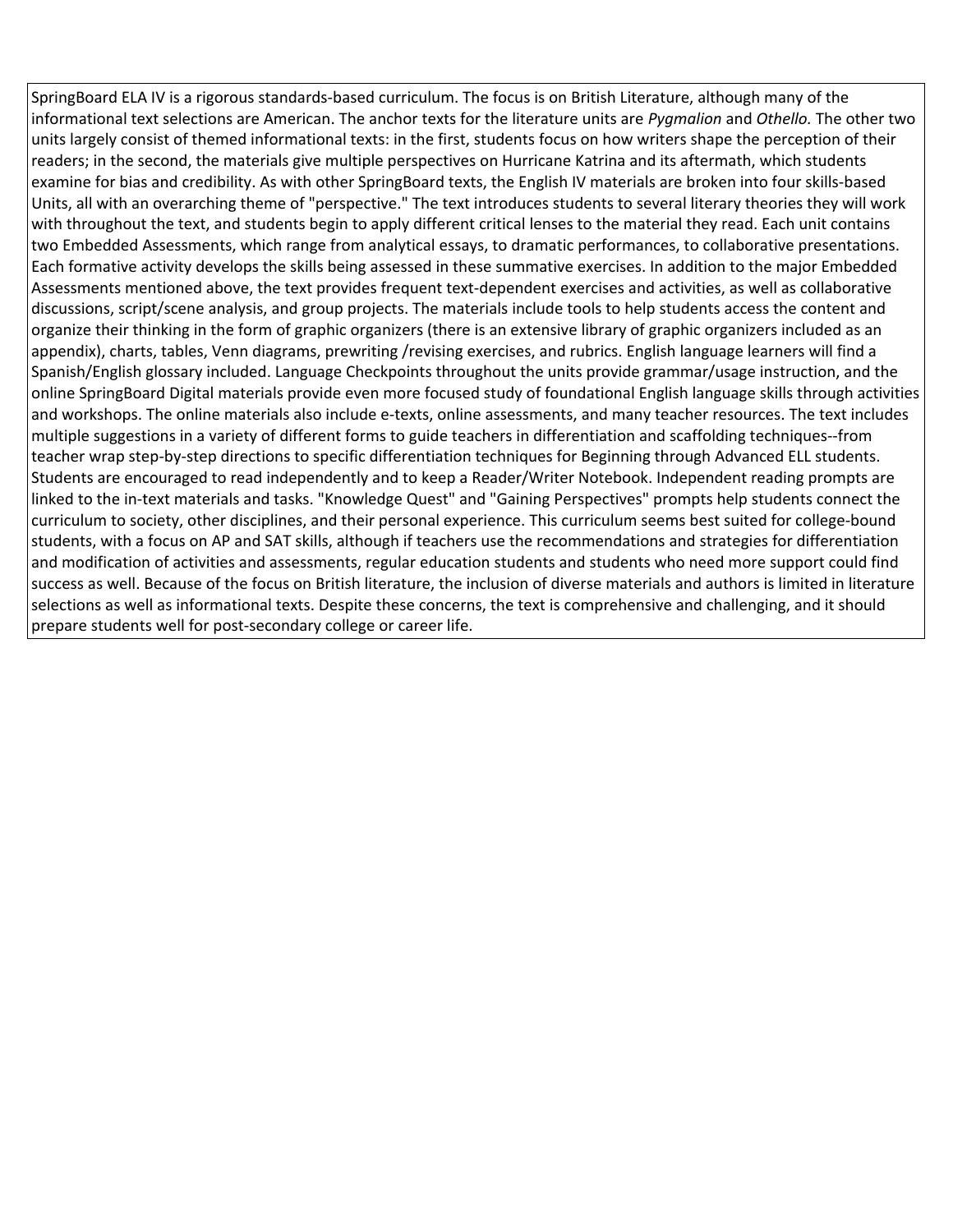SpringBoard ELA IV is a rigorous standards-based curriculum. The focus is on British Literature, although many of the informational text selections are American. The anchor texts for the literature units are *Pygmalion* and *Othello.* The other two units largely consist of themed informational texts: in the first, students focus on how writers shape the perception of their readers; in the second, the materials give multiple perspectives on Hurricane Katrina and its aftermath, which students examine for bias and credibility. As with other SpringBoard texts, the English IV materials are broken into four skills-based Units, all with an overarching theme of "perspective." The text introduces students to several literary theories they will work with throughout the text, and students begin to apply different critical lenses to the material they read. Each unit contains two Embedded Assessments, which range from analytical essays, to dramatic performances, to collaborative presentations. Each formative activity develops the skills being assessed in these summative exercises. In addition to the major Embedded Assessments mentioned above, the text provides frequent text-dependent exercises and activities, as well as collaborative discussions, script/scene analysis, and group projects. The materials include tools to help students access the content and organize their thinking in the form of graphic organizers (there is an extensive library of graphic organizers included as an appendix), charts, tables, Venn diagrams, prewriting /revising exercises, and rubrics. English language learners will find a Spanish/English glossary included. Language Checkpoints throughout the units provide grammar/usage instruction, and the online SpringBoard Digital materials provide even more focused study of foundational English language skills through activities and workshops. The online materials also include e-texts, online assessments, and many teacher resources. The text includes multiple suggestions in a variety of different forms to guide teachers in differentiation and scaffolding techniques--from teacher wrap step-by-step directions to specific differentiation techniques for Beginning through Advanced ELL students. Students are encouraged to read independently and to keep a Reader/Writer Notebook. Independent reading prompts are linked to the in-text materials and tasks. "Knowledge Quest" and "Gaining Perspectives" prompts help students connect the curriculum to society, other disciplines, and their personal experience. This curriculum seems best suited for college-bound students, with a focus on AP and SAT skills, although if teachers use the recommendations and strategies for differentiation and modification of activities and assessments, regular education students and students who need more support could find success as well. Because of the focus on British literature, the inclusion of diverse materials and authors is limited in literature selections as well as informational texts. Despite these concerns, the text is comprehensive and challenging, and it should prepare students well for post-secondary college or career life.